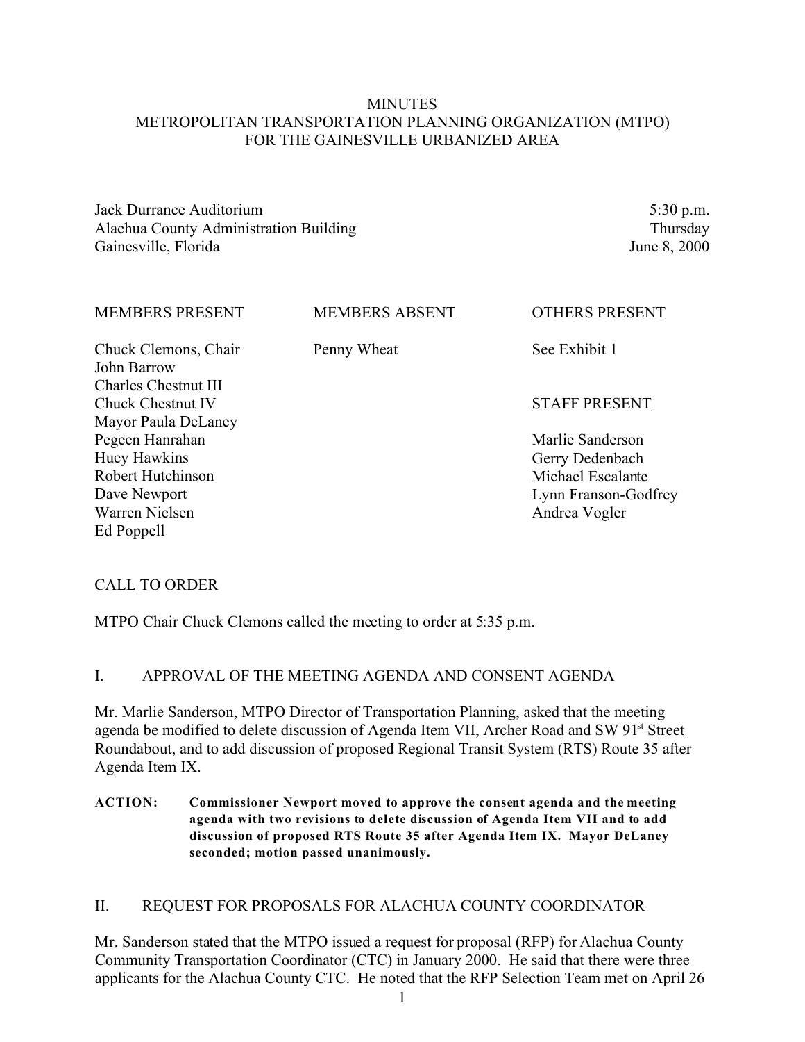# MINUTES
# METROPOLITAN TRANSPORTATION PLANNING ORGANIZATION (MTPO)
# FOR THE GAINESVILLE URBANIZED AREA

| | |
|---|---|
| Jack Durrance Auditorium | 5:30 p.m. |
| Alachua County Administration Building | Thursday |
| Gainesville, Florida | June 8, 2000 |

| MEMBERS PRESENT | MEMBERS ABSENT | OTHERS PRESENT |
|---|---|---|
| Chuck Clemons, Chair | Penny Wheat | See Exhibit 1 |
| John Barrow | | |
| Charles Chestnut III | | |
| Chuck Chestnut IV | | **STAFF PRESENT** |
| Mayor Paula DeLaney | | |
| Pegeen Hanrahan | | Marlie Sanderson |
| Huey Hawkins | | Gerry Dedenbach |
| Robert Hutchinson | | Michael Escalante |
| Dave Newport | | Lynn Franson-Godfrey |
| Warren Nielsen | | Andrea Vogler |
| Ed Poppell | | |

## CALL TO ORDER

MTPO Chair Chuck Clemons called the meeting to order at 5:35 p.m.

## I. APPROVAL OF THE MEETING AGENDA AND CONSENT AGENDA

Mr. Marlie Sanderson, MTPO Director of Transportation Planning, asked that the meeting agenda be modified to delete discussion of Agenda Item VII, Archer Road and SW 91st Street Roundabout, and to add discussion of proposed Regional Transit System (RTS) Route 35 after Agenda Item IX.

**ACTION: Commissioner Newport moved to approve the consent agenda and the meeting agenda with two revisions to delete discussion of Agenda Item VII and to add discussion of proposed RTS Route 35 after Agenda Item IX. Mayor DeLaney seconded; motion passed unanimously.**

## II. REQUEST FOR PROPOSALS FOR ALACHUA COUNTY COORDINATOR

Mr. Sanderson stated that the MTPO issued a request for proposal (RFP) for Alachua County Community Transportation Coordinator (CTC) in January 2000. He said that there were three applicants for the Alachua County CTC. He noted that the RFP Selection Team met on April 26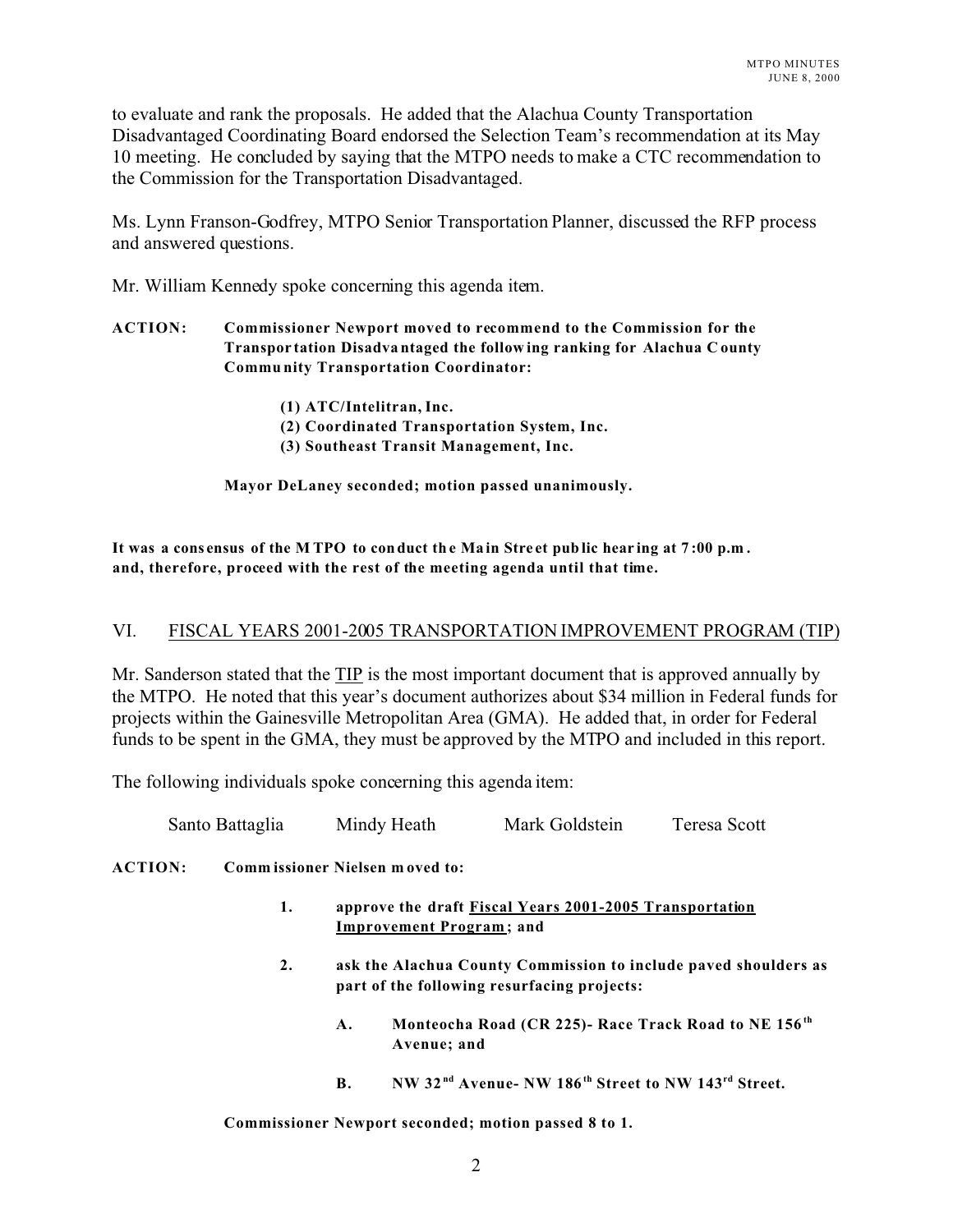to evaluate and rank the proposals. He added that the Alachua County Transportation Disadvantaged Coordinating Board endorsed the Selection Team's recommendation at its May 10 meeting. He concluded by saying that the MTPO needs to make a CTC recommendation to the Commission for the Transportation Disadvantaged.

Ms. Lynn Franson-Godfrey, MTPO Senior Transportation Planner, discussed the RFP process and answered questions.

Mr. William Kennedy spoke concerning this agenda item.

**ACTION: Commissioner Newport moved to recommend to the Commission for the Transportation Disadvantaged the following ranking for Alachua County Community Transportation Coordinator:**

> **(1) ATC/Intelitran, Inc.**
> **(2) Coordinated Transportation System, Inc.**
> **(3) Southeast Transit Management, Inc.**

**Mayor DeLaney seconded; motion passed unanimously.**

**It was a consensus of the MTPO to conduct the Main Street public hearing at 7:00 p.m. and, therefore, proceed with the rest of the meeting agenda until that time.**

## VI. FISCAL YEARS 2001-2005 TRANSPORTATION IMPROVEMENT PROGRAM (TIP)

Mr. Sanderson stated that the TIP is the most important document that is approved annually by the MTPO. He noted that this year's document authorizes about $34 million in Federal funds for projects within the Gainesville Metropolitan Area (GMA). He added that, in order for Federal funds to be spent in the GMA, they must be approved by the MTPO and included in this report.

The following individuals spoke concerning this agenda item:

Santo Battaglia    Mindy Heath    Mark Goldstein    Teresa Scott

**ACTION: Commissioner Nielsen moved to:**

1. **approve the draft Fiscal Years 2001-2005 Transportation Improvement Program; and**
2. **ask the Alachua County Commission to include paved shoulders as part of the following resurfacing projects:**
   - **A. Monteocha Road (CR 225)- Race Track Road to NE 156th Avenue; and**
   - **B. NW 32nd Avenue- NW 186th Street to NW 143rd Street.**

**Commissioner Newport seconded; motion passed 8 to 1.**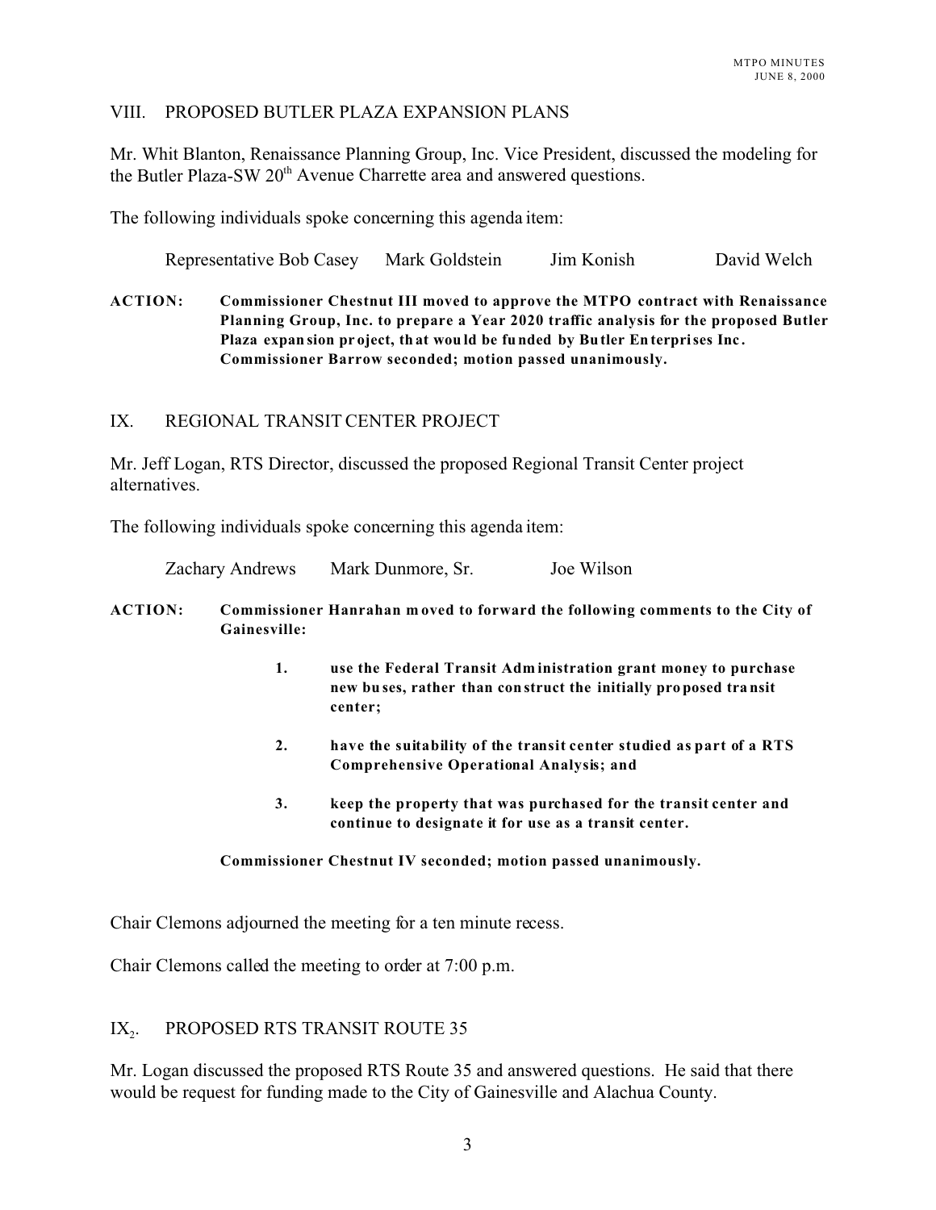## VIII. PROPOSED BUTLER PLAZA EXPANSION PLANS

Mr. Whit Blanton, Renaissance Planning Group, Inc. Vice President, discussed the modeling for the Butler Plaza-SW 20th Avenue Charrette area and answered questions.

The following individuals spoke concerning this agenda item:

Representative Bob Casey     Mark Goldstein     Jim Konish     David Welch

**ACTION: Commissioner Chestnut III moved to approve the MTPO contract with Renaissance Planning Group, Inc. to prepare a Year 2020 traffic analysis for the proposed Butler Plaza expansion project, that would be funded by Butler Enterprises Inc. Commissioner Barrow seconded; motion passed unanimously.**

## IX. REGIONAL TRANSIT CENTER PROJECT

Mr. Jeff Logan, RTS Director, discussed the proposed Regional Transit Center project alternatives.

The following individuals spoke concerning this agenda item:

Zachary Andrews     Mark Dunmore, Sr.     Joe Wilson

**ACTION: Commissioner Hanrahan moved to forward the following comments to the City of Gainesville:**

1. **use the Federal Transit Administration grant money to purchase new buses, rather than construct the initially proposed transit center;**

2. **have the suitability of the transit center studied as part of a RTS Comprehensive Operational Analysis; and**

3. **keep the property that was purchased for the transit center and continue to designate it for use as a transit center.**

**Commissioner Chestnut IV seconded; motion passed unanimously.**

Chair Clemons adjourned the meeting for a ten minute recess.

Chair Clemons called the meeting to order at 7:00 p.m.

## $IX_2$. PROPOSED RTS TRANSIT ROUTE 35

Mr. Logan discussed the proposed RTS Route 35 and answered questions. He said that there would be request for funding made to the City of Gainesville and Alachua County.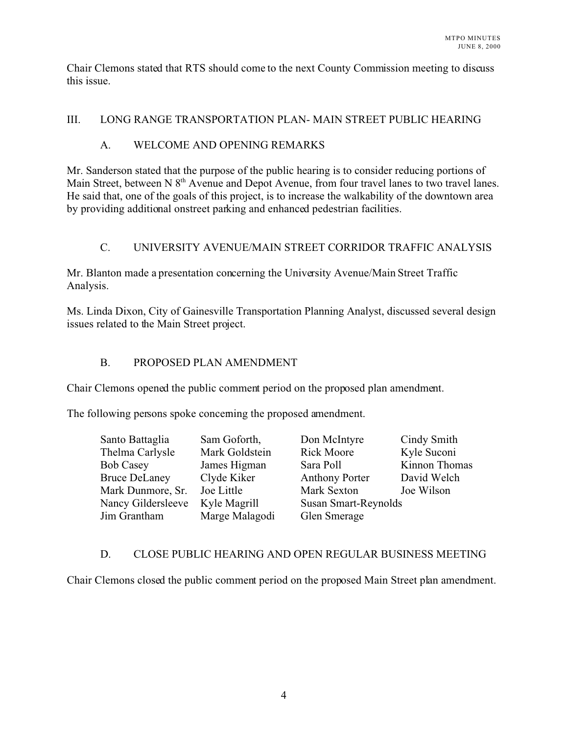Chair Clemons stated that RTS should come to the next County Commission meeting to discuss this issue.

## III. LONG RANGE TRANSPORTATION PLAN- MAIN STREET PUBLIC HEARING

### A. WELCOME AND OPENING REMARKS

Mr. Sanderson stated that the purpose of the public hearing is to consider reducing portions of Main Street, between N 8th Avenue and Depot Avenue, from four travel lanes to two travel lanes. He said that, one of the goals of this project, is to increase the walkability of the downtown area by providing additional onstreet parking and enhanced pedestrian facilities.

### C. UNIVERSITY AVENUE/MAIN STREET CORRIDOR TRAFFIC ANALYSIS

Mr. Blanton made a presentation concerning the University Avenue/Main Street Traffic Analysis.

Ms. Linda Dixon, City of Gainesville Transportation Planning Analyst, discussed several design issues related to the Main Street project.

### B. PROPOSED PLAN AMENDMENT

Chair Clemons opened the public comment period on the proposed plan amendment.

The following persons spoke concerning the proposed amendment.

| | | | |
|---|---|---|---|
| Santo Battaglia | Sam Goforth, | Don McIntyre | Cindy Smith |
| Thelma Carlysle | Mark Goldstein | Rick Moore | Kyle Suconi |
| Bob Casey | James Higman | Sara Poll | Kinnon Thomas |
| Bruce DeLaney | Clyde Kiker | Anthony Porter | David Welch |
| Mark Dunmore, Sr. | Joe Little | Mark Sexton | Joe Wilson |
| Nancy Gildersleeve | Kyle Magrill | Susan Smart-Reynolds | |
| Jim Grantham | Marge Malagodi | Glen Smerage | |

### D. CLOSE PUBLIC HEARING AND OPEN REGULAR BUSINESS MEETING

Chair Clemons closed the public comment period on the proposed Main Street plan amendment.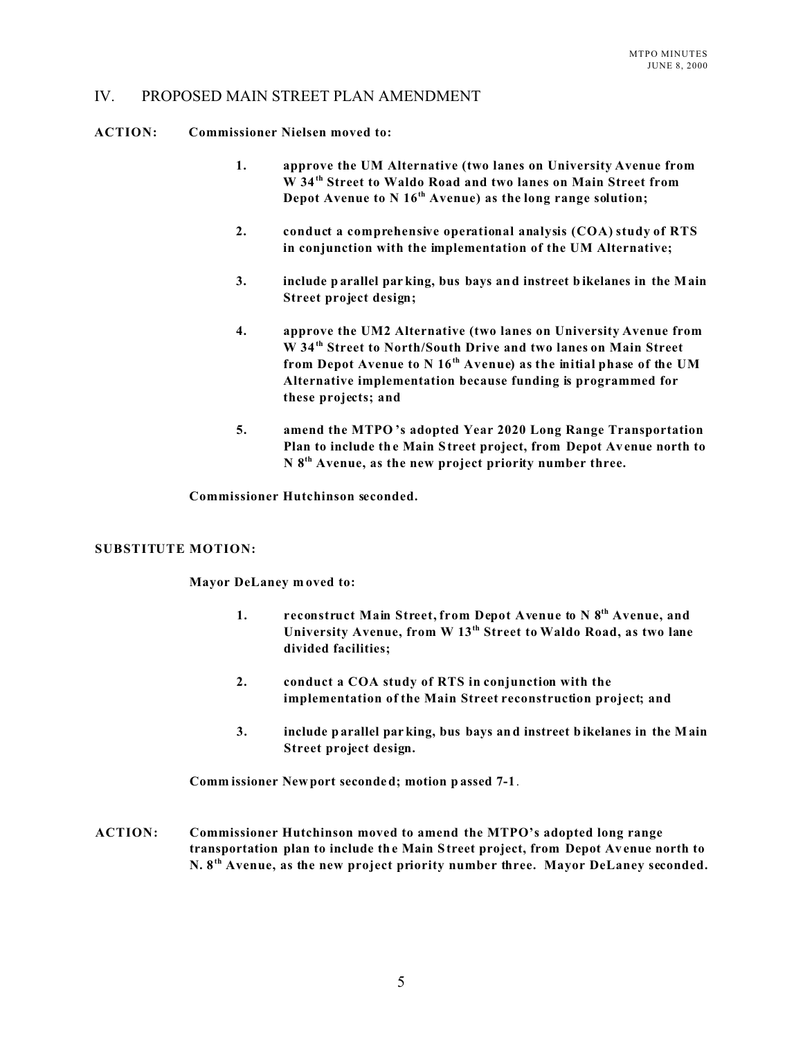## IV. PROPOSED MAIN STREET PLAN AMENDMENT

**ACTION: Commissioner Nielsen moved to:**

1. **approve the UM Alternative (two lanes on University Avenue from W 34th Street to Waldo Road and two lanes on Main Street from Depot Avenue to N 16th Avenue) as the long range solution;**

2. **conduct a comprehensive operational analysis (COA) study of RTS in conjunction with the implementation of the UM Alternative;**

3. **include parallel parking, bus bays and instreet bikelanes in the Main Street project design;**

4. **approve the UM2 Alternative (two lanes on University Avenue from W 34th Street to North/South Drive and two lanes on Main Street from Depot Avenue to N 16th Avenue) as the initial phase of the UM Alternative implementation because funding is programmed for these projects; and**

5. **amend the MTPO's adopted Year 2020 Long Range Transportation Plan to include the Main Street project, from Depot Avenue north to N 8th Avenue, as the new project priority number three.**

**Commissioner Hutchinson seconded.**

**SUBSTITUTE MOTION:**

**Mayor DeLaney moved to:**

1. **reconstruct Main Street, from Depot Avenue to N 8th Avenue, and University Avenue, from W 13th Street to Waldo Road, as two lane divided facilities;**

2. **conduct a COA study of RTS in conjunction with the implementation of the Main Street reconstruction project; and**

3. **include parallel parking, bus bays and instreet bikelanes in the Main Street project design.**

**Commissioner Newport seconded; motion passed 7-1.**

**ACTION: Commissioner Hutchinson moved to amend the MTPO's adopted long range transportation plan to include the Main Street project, from Depot Avenue north to N. 8th Avenue, as the new project priority number three. Mayor DeLaney seconded.**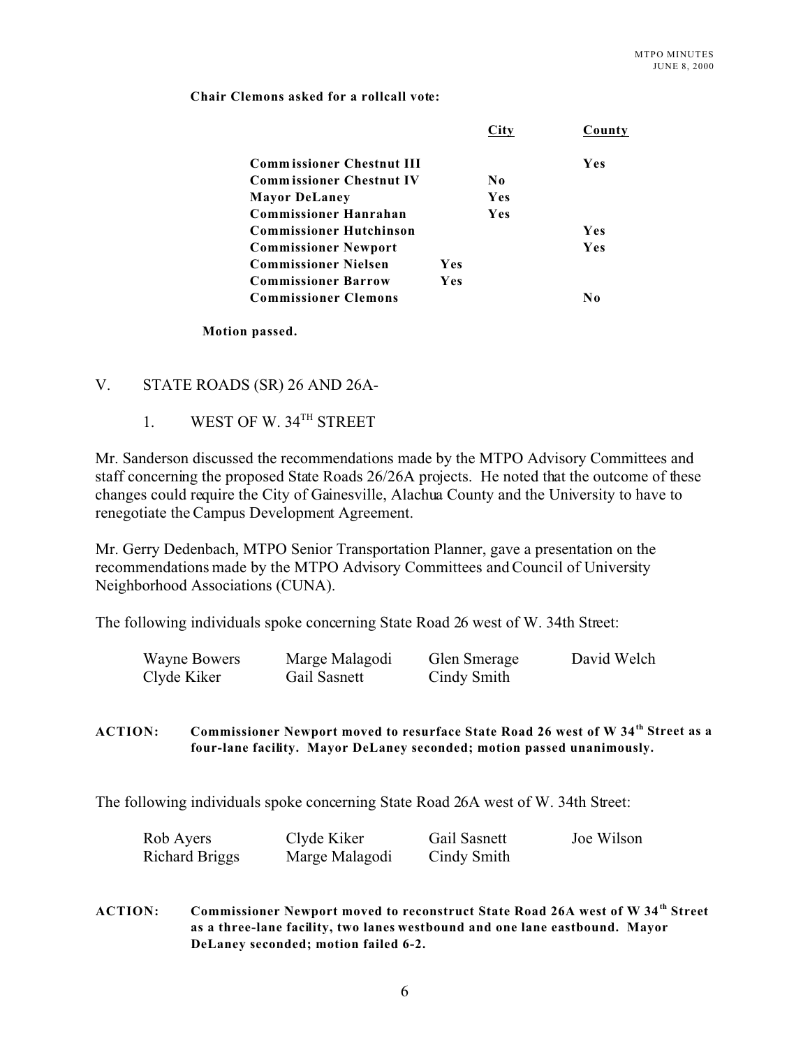**Chair Clemons asked for a rollcall vote:**

| | | City | County |
|---|---|---|---|
| **Commissioner Chestnut III** | | | **Yes** |
| **Commissioner Chestnut IV** | | **No** | |
| **Mayor DeLaney** | | **Yes** | |
| **Commissioner Hanrahan** | | **Yes** | |
| **Commissioner Hutchinson** | | | **Yes** |
| **Commissioner Newport** | | | **Yes** |
| **Commissioner Nielsen** | **Yes** | | |
| **Commissioner Barrow** | **Yes** | | |
| **Commissioner Clemons** | | | **No** |

**Motion passed.**

## V. STATE ROADS (SR) 26 AND 26A-

### 1. WEST OF W. 34$^{TH}$ STREET

Mr. Sanderson discussed the recommendations made by the MTPO Advisory Committees and staff concerning the proposed State Roads 26/26A projects. He noted that the outcome of these changes could require the City of Gainesville, Alachua County and the University to have to renegotiate the Campus Development Agreement.

Mr. Gerry Dedenbach, MTPO Senior Transportation Planner, gave a presentation on the recommendations made by the MTPO Advisory Committees and Council of University Neighborhood Associations (CUNA).

The following individuals spoke concerning State Road 26 west of W. 34th Street:

| | | | |
|---|---|---|---|
| Wayne Bowers | Marge Malagodi | Glen Smerage | David Welch |
| Clyde Kiker | Gail Sasnett | Cindy Smith | |

**ACTION: Commissioner Newport moved to resurface State Road 26 west of W 34$^{th}$ Street as a four-lane facility. Mayor DeLaney seconded; motion passed unanimously.**

The following individuals spoke concerning State Road 26A west of W. 34th Street:

| | | | |
|---|---|---|---|
| Rob Ayers | Clyde Kiker | Gail Sasnett | Joe Wilson |
| Richard Briggs | Marge Malagodi | Cindy Smith | |

**ACTION: Commissioner Newport moved to reconstruct State Road 26A west of W 34$^{th}$ Street as a three-lane facility, two lanes westbound and one lane eastbound. Mayor DeLaney seconded; motion failed 6-2.**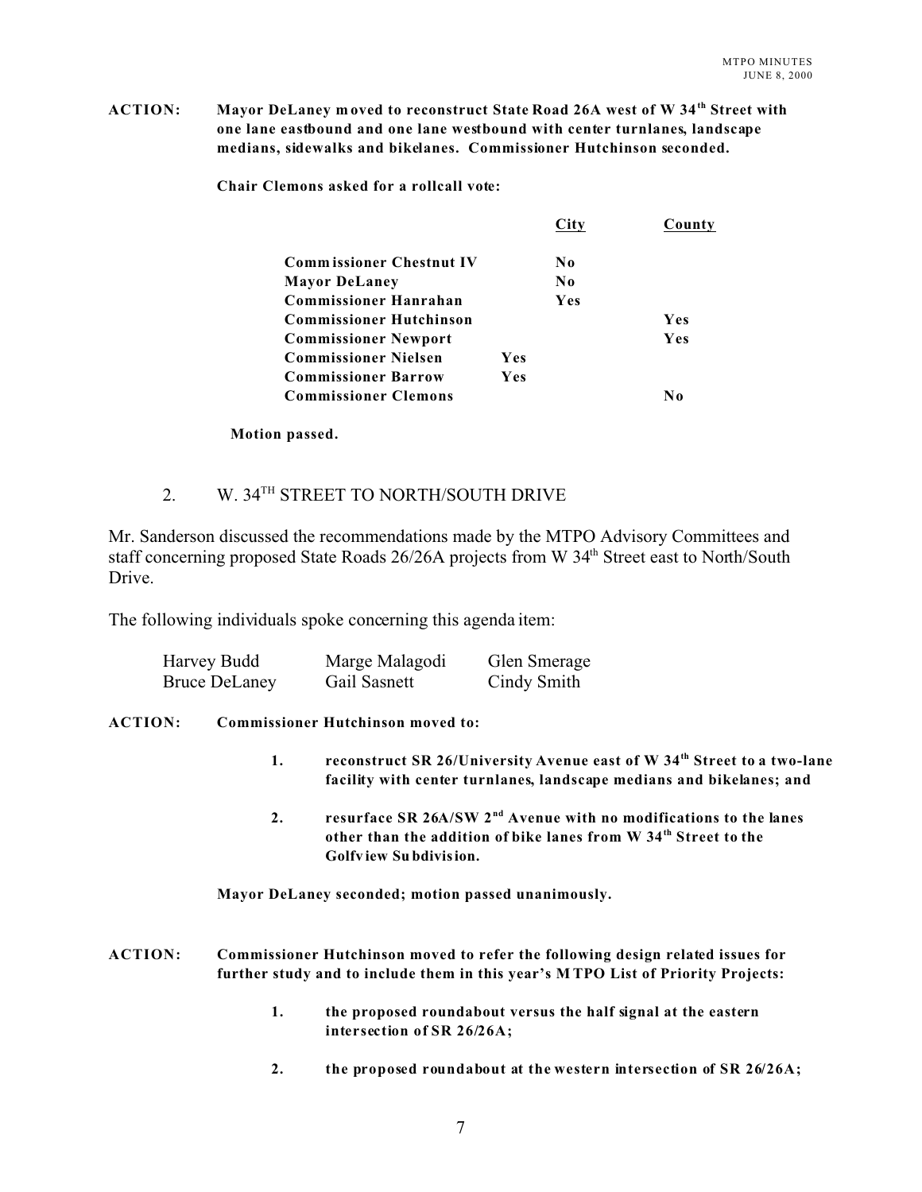**ACTION: Mayor DeLaney moved to reconstruct State Road 26A west of W 34th Street with one lane eastbound and one lane westbound with center turnlanes, landscape medians, sidewalks and bikelanes. Commissioner Hutchinson seconded.**

**Chair Clemons asked for a rollcall vote:**

| | | City | County |
|---|---|---|---|
| **Commissioner Chestnut IV** | | **No** | |
| **Mayor DeLaney** | | **No** | |
| **Commissioner Hanrahan** | | **Yes** | |
| **Commissioner Hutchinson** | | | **Yes** |
| **Commissioner Newport** | | | **Yes** |
| **Commissioner Nielsen** | **Yes** | | |
| **Commissioner Barrow** | **Yes** | | |
| **Commissioner Clemons** | | | **No** |

**Motion passed.**

2. W. 34TH STREET TO NORTH/SOUTH DRIVE

Mr. Sanderson discussed the recommendations made by the MTPO Advisory Committees and staff concerning proposed State Roads 26/26A projects from W 34th Street east to North/South Drive.

The following individuals spoke concerning this agenda item:

| | | |
|---|---|---|
| Harvey Budd | Marge Malagodi | Glen Smerage |
| Bruce DeLaney | Gail Sasnett | Cindy Smith |

**ACTION: Commissioner Hutchinson moved to:**

1. **reconstruct SR 26/University Avenue east of W 34th Street to a two-lane facility with center turnlanes, landscape medians and bikelanes; and**

2. **resurface SR 26A/SW 2nd Avenue with no modifications to the lanes other than the addition of bike lanes from W 34th Street to the Golfview Subdivision.**

**Mayor DeLaney seconded; motion passed unanimously.**

**ACTION: Commissioner Hutchinson moved to refer the following design related issues for further study and to include them in this year's MTPO List of Priority Projects:**

1. **the proposed roundabout versus the half signal at the eastern intersection of SR 26/26A;**

2. **the proposed roundabout at the western intersection of SR 26/26A;**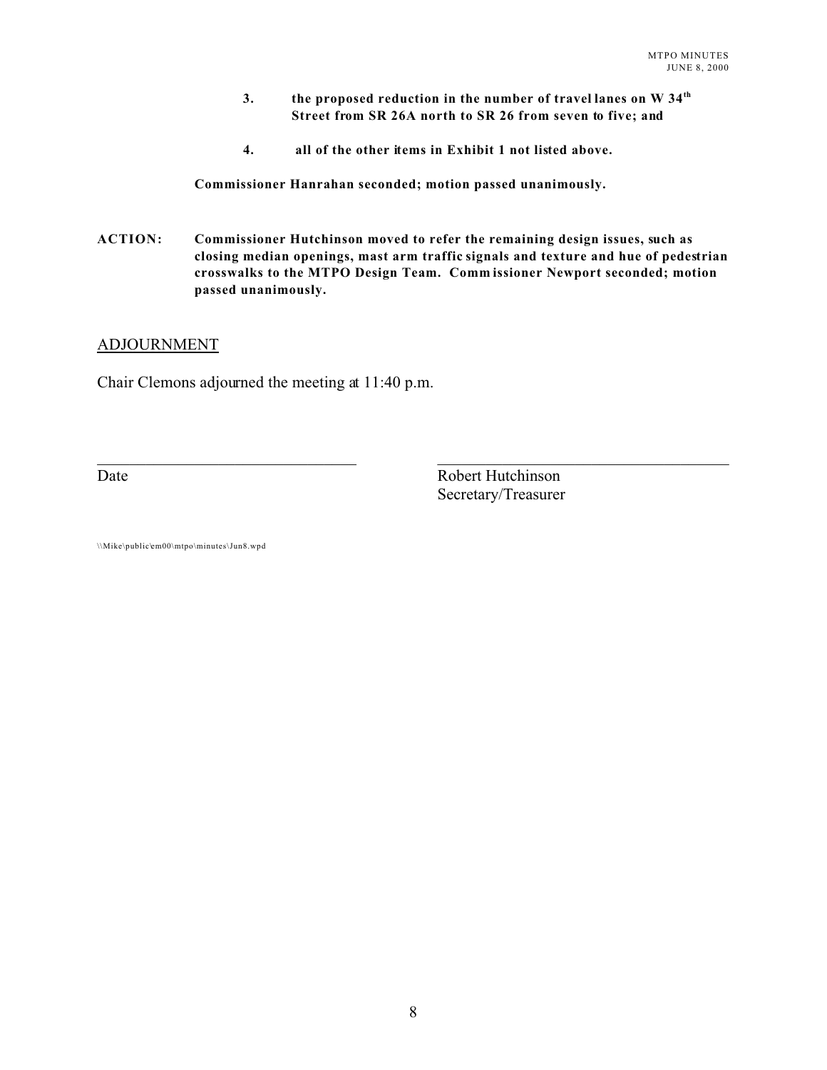3. **the proposed reduction in the number of travel lanes on W 34th Street from SR 26A north to SR 26 from seven to five; and**

4. **all of the other items in Exhibit 1 not listed above.**

**Commissioner Hanrahan seconded; motion passed unanimously.**

**ACTION: Commissioner Hutchinson moved to refer the remaining design issues, such as closing median openings, mast arm traffic signals and texture and hue of pedestrian crosswalks to the MTPO Design Team. Commissioner Newport seconded; motion passed unanimously.**

## ADJOURNMENT

Chair Clemons adjourned the meeting at 11:40 p.m.

\_\_\_\_\_\_\_\_\_\_\_\_\_\_\_\_\_\_\_\_\_\_\_\_\_\_\_\_\_\_
Date

\_\_\_\_\_\_\_\_\_\_\_\_\_\_\_\_\_\_\_\_\_\_\_\_\_\_\_\_\_\_
Robert Hutchinson
Secretary/Treasurer

\\Mike\public\em00\mtpo\minutes\Jun8.wpd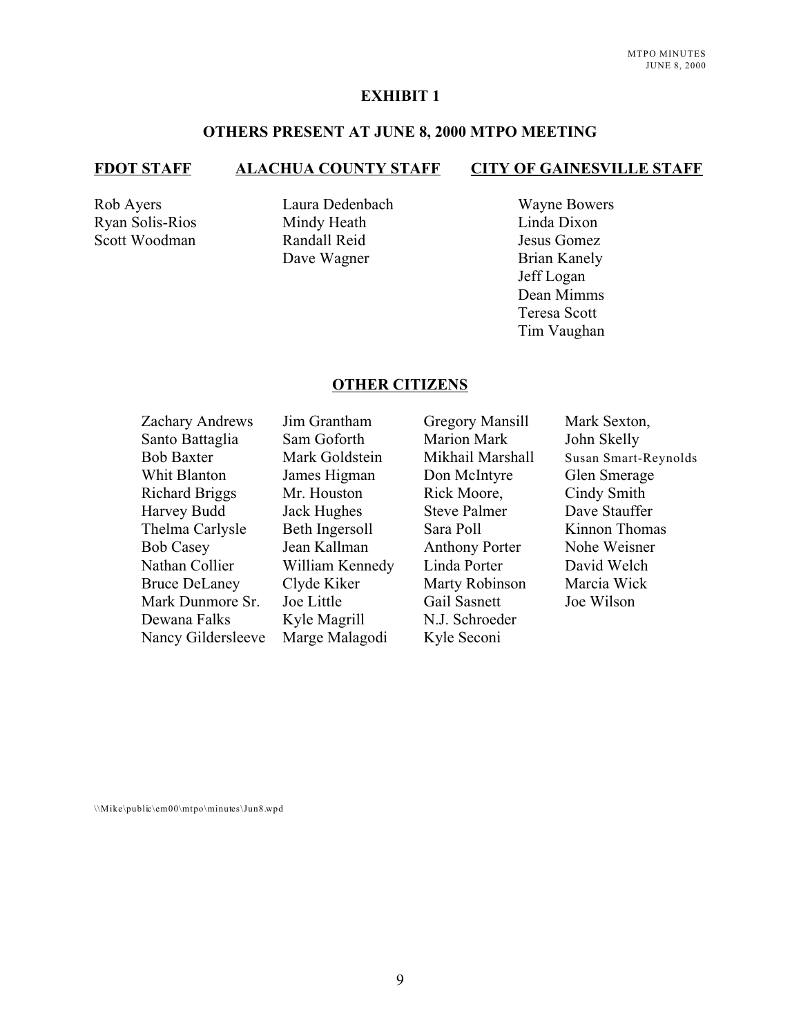## EXHIBIT 1

### OTHERS PRESENT AT JUNE 8, 2000 MTPO MEETING

| FDOT STAFF | ALACHUA COUNTY STAFF | CITY OF GAINESVILLE STAFF |
|---|---|---|
| Rob Ayers | Laura Dedenbach | Wayne Bowers |
| Ryan Solis-Rios | Mindy Heath | Linda Dixon |
| Scott Woodman | Randall Reid | Jesus Gomez |
| | Dave Wagner | Brian Kanely |
| | | Jeff Logan |
| | | Dean Mimms |
| | | Teresa Scott |
| | | Tim Vaughan |

### OTHER CITIZENS

| | | | |
|---|---|---|---|
| Zachary Andrews | Jim Grantham | Gregory Mansill | Mark Sexton, |
| Santo Battaglia | Sam Goforth | Marion Mark | John Skelly |
| Bob Baxter | Mark Goldstein | Mikhail Marshall | Susan Smart-Reynolds |
| Whit Blanton | James Higman | Don McIntyre | Glen Smerage |
| Richard Briggs | Mr. Houston | Rick Moore, | Cindy Smith |
| Harvey Budd | Jack Hughes | Steve Palmer | Dave Stauffer |
| Thelma Carlysle | Beth Ingersoll | Sara Poll | Kinnon Thomas |
| Bob Casey | Jean Kallman | Anthony Porter | Nohe Weisner |
| Nathan Collier | William Kennedy | Linda Porter | David Welch |
| Bruce DeLaney | Clyde Kiker | Marty Robinson | Marcia Wick |
| Mark Dunmore Sr. | Joe Little | Gail Sasnett | Joe Wilson |
| Dewana Falks | Kyle Magrill | N.J. Schroeder | |
| Nancy Gildersleeve | Marge Malagodi | Kyle Seconi | |

\\Mike\public\em00\mtpo\minutes\Jun8.wpd